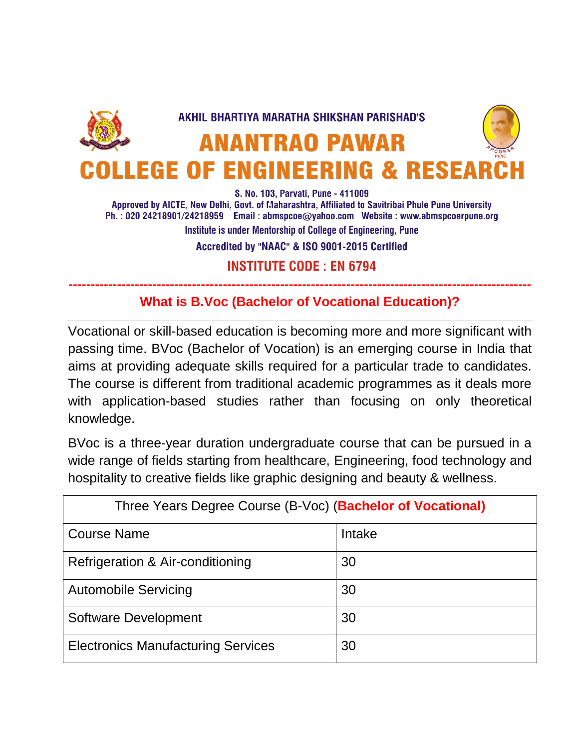AKHIL BHARTIYA MARATHA SHIKSHAN PARISHAD'S

# ANANTRAO PAWAR COLLEGE OF ENGINEERING & RESEARCH

S. No. 103, Parvati, Pune - 411009

Approved by AICTE, New Delhi, Govt. of Maharashtra, Affiliated to Savitribai Phule Pune University

Ph. : 020 24218901/24218959 Email : abmspcoe@yahoo.com Website : www.abmspcoerpune.org

Institute is under Mentorship of College of Engineering, Pune

Accredited by "NAAC" & ISO 9001-2015 Certified

**INSTITUTE CODE : EN 6794**

---

## What is B.Voc (Bachelor of Vocational Education)?

Vocational or skill-based education is becoming more and more significant with passing time. BVoc (Bachelor of Vocation) is an emerging course in India that aims at providing adequate skills required for a particular trade to candidates. The course is different from traditional academic programmes as it deals more with application-based studies rather than focusing on only theoretical knowledge.

BVoc is a three-year duration undergraduate course that can be pursued in a wide range of fields starting from healthcare, Engineering, food technology and hospitality to creative fields like graphic designing and beauty & wellness.

| Three Years Degree Course (B-Voc) (**Bachelor of Vocational)** | |
|---|---|
| Course Name | Intake |
| Refrigeration & Air-conditioning | 30 |
| Automobile Servicing | 30 |
| Software Development | 30 |
| Electronics Manufacturing Services | 30 |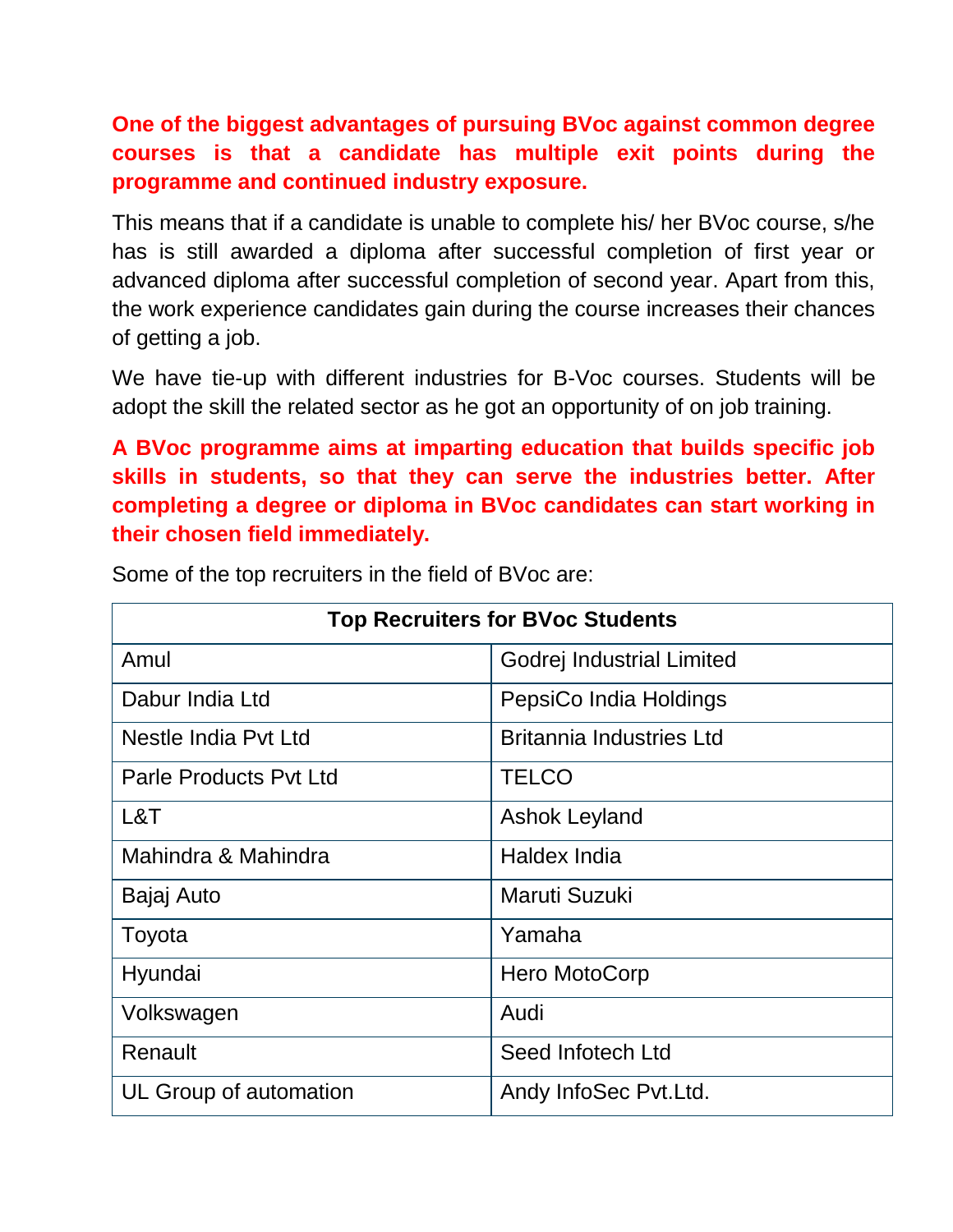**One of the biggest advantages of pursuing BVoc against common degree courses is that a candidate has multiple exit points during the programme and continued industry exposure.**

This means that if a candidate is unable to complete his/ her BVoc course, s/he has is still awarded a diploma after successful completion of first year or advanced diploma after successful completion of second year. Apart from this, the work experience candidates gain during the course increases their chances of getting a job.

We have tie-up with different industries for B-Voc courses. Students will be adopt the skill the related sector as he got an opportunity of on job training.

**A BVoc programme aims at imparting education that builds specific job skills in students, so that they can serve the industries better. After completing a degree or diploma in BVoc candidates can start working in their chosen field immediately.**

Some of the top recruiters in the field of BVoc are:

| **Top Recruiters for BVoc Students** | |
|---|---|
| Amul | Godrej Industrial Limited |
| Dabur India Ltd | PepsiCo India Holdings |
| Nestle India Pvt Ltd | Britannia Industries Ltd |
| Parle Products Pvt Ltd | TELCO |
| L&T | Ashok Leyland |
| Mahindra & Mahindra | Haldex India |
| Bajaj Auto | Maruti Suzuki |
| Toyota | Yamaha |
| Hyundai | Hero MotoCorp |
| Volkswagen | Audi |
| Renault | Seed Infotech Ltd |
| UL Group of automation | Andy InfoSec Pvt.Ltd. |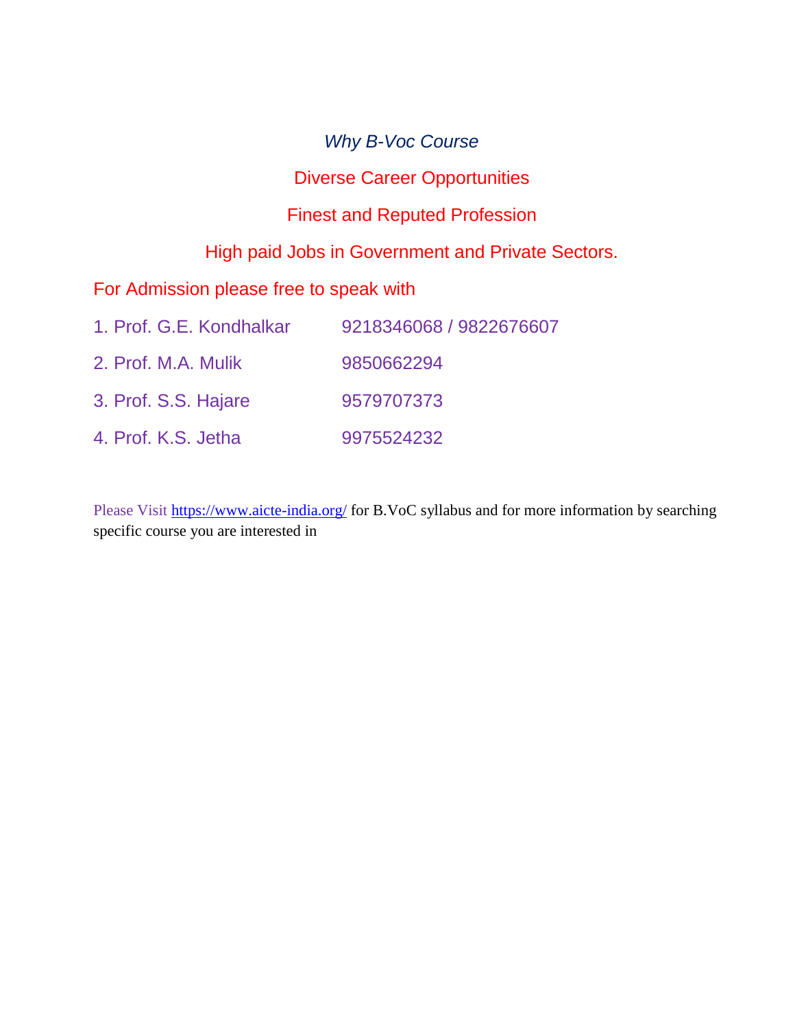*Why B-Voc Course*

Diverse Career Opportunities

Finest and Reputed Profession

High paid Jobs in Government and Private Sectors.

For Admission please free to speak with

| | |
|---|---|
| 1. Prof. G.E. Kondhalkar | 9218346068 / 9822676607 |
| 2. Prof. M.A. Mulik | 9850662294 |
| 3. Prof. S.S. Hajare | 9579707373 |
| 4. Prof. K.S. Jetha | 9975524232 |

Please Visit https://www.aicte-india.org/ for B.VoC syllabus and for more information by searching specific course you are interested in